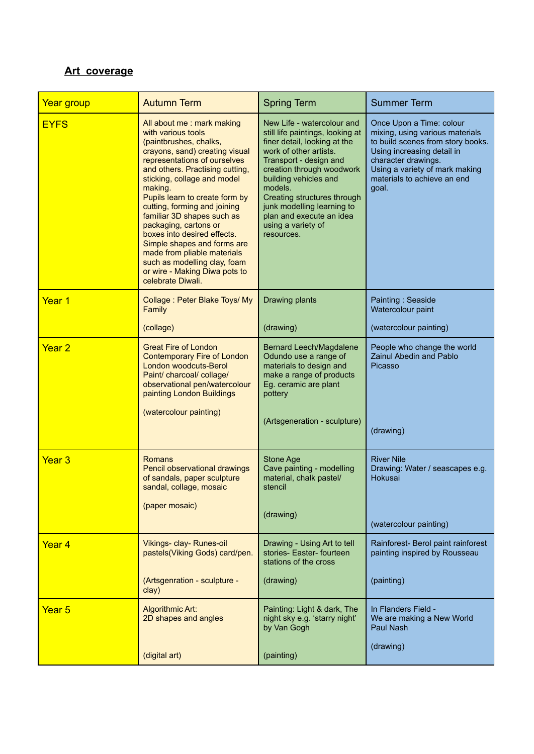**Art coverage**

| Year group | Autumn Term | Spring Term | Summer Term |
|---|---|---|---|
| EYFS | All about me : mark making with various tools (paintbrushes, chalks, crayons, sand) creating visual representations of ourselves and others. Practising cutting, sticking, collage and model making.<br>Pupils learn to create form by cutting, forming and joining familiar 3D shapes such as packaging, cartons or boxes into desired effects.<br>Simple shapes and forms are made from pliable materials such as modelling clay, foam or wire - Making Diwa pots to celebrate Diwali. | New Life - watercolour and still life paintings, looking at finer detail, looking at the work of other artists.<br>Transport - design and creation through woodwork building vehicles and models.<br>Creating structures through junk modelling learning to plan and execute an idea using a variety of resources. | Once Upon a Time: colour mixing, using various materials to build scenes from story books. Using increasing detail in character drawings.<br>Using a variety of mark making materials to achieve an end goal. |
| Year 1 | Collage : Peter Blake Toys/ My Family<br><br>(collage) | Drawing plants<br><br>(drawing) | Painting : Seaside Watercolour paint<br><br>(watercolour painting) |
| Year 2 | Great Fire of London<br>Contemporary Fire of London<br>London woodcuts-Berol Paint/ charcoal/ collage/ observational pen/watercolour painting London Buildings<br><br>(watercolour painting) | Bernard Leech/Magdalene Odundo use a range of materials to design and make a range of products Eg. ceramic are plant pottery<br><br>(Artsgeneration - sculpture) | People who change the world Zainul Abedin and Pablo Picasso<br><br>(drawing) |
| Year 3 | Romans<br>Pencil observational drawings of sandals, paper sculpture sandal, collage, mosaic<br><br>(paper mosaic) | Stone Age<br>Cave painting - modelling material, chalk pastel/ stencil<br><br>(drawing) | River Nile<br>Drawing: Water / seascapes e.g. Hokusai<br><br>(watercolour painting) |
| Year 4 | Vikings- clay- Runes-oil pastels(Viking Gods) card/pen.<br><br>(Artsgenration - sculpture - clay) | Drawing - Using Art to tell stories- Easter- fourteen stations of the cross<br><br>(drawing) | Rainforest- Berol paint rainforest painting inspired by Rousseau<br><br>(painting) |
| Year 5 | Algorithmic Art:<br>2D shapes and angles<br><br>(digital art) | Painting: Light & dark, The night sky e.g. 'starry night' by Van Gogh<br><br>(painting) | In Flanders Field -<br>We are making a New World Paul Nash<br><br>(drawing) |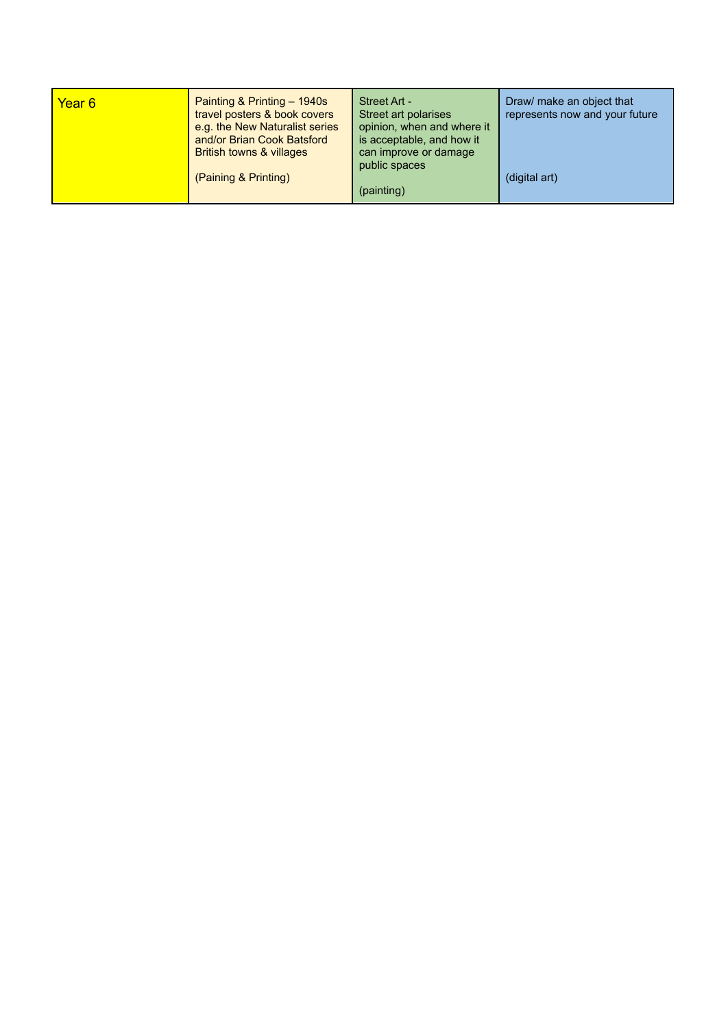| | | | |
|---|---|---|---|
| Year 6 | Painting & Printing – 1940s travel posters & book covers e.g. the New Naturalist series and/or Brian Cook Batsford British towns & villages<br><br>(Paining & Printing) | Street Art -<br>Street art polarises opinion, when and where it is acceptable, and how it can improve or damage public spaces<br><br>(painting) | Draw/ make an object that represents now and your future<br><br>(digital art) |